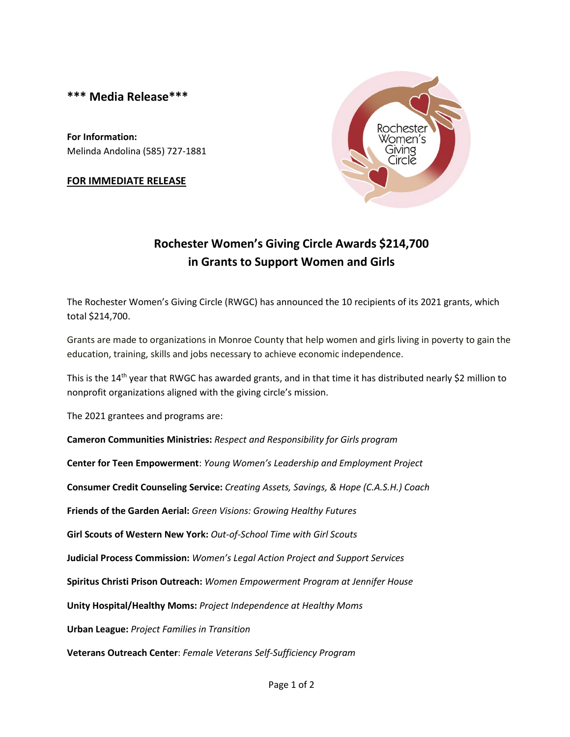**\*\*\* Media Release\*\*\***

**For Information:**
Melinda Andolina (585) 727-1881

**FOR IMMEDIATE RELEASE**

## Rochester Women's Giving Circle Awards $214,700 in Grants to Support Women and Girls

The Rochester Women's Giving Circle (RWGC) has announced the 10 recipients of its 2021 grants, which total $214,700.

Grants are made to organizations in Monroe County that help women and girls living in poverty to gain the education, training, skills and jobs necessary to achieve economic independence.

This is the 14th year that RWGC has awarded grants, and in that time it has distributed nearly $2 million to nonprofit organizations aligned with the giving circle's mission.

The 2021 grantees and programs are:

**Cameron Communities Ministries:** *Respect and Responsibility for Girls program*

**Center for Teen Empowerment**: *Young Women's Leadership and Employment Project*

**Consumer Credit Counseling Service:** *Creating Assets, Savings, & Hope (C.A.S.H.) Coach*

**Friends of the Garden Aerial:** *Green Visions: Growing Healthy Futures*

**Girl Scouts of Western New York:** *Out-of-School Time with Girl Scouts*

**Judicial Process Commission:** *Women's Legal Action Project and Support Services*

**Spiritus Christi Prison Outreach:** *Women Empowerment Program at Jennifer House*

**Unity Hospital/Healthy Moms:** *Project Independence at Healthy Moms*

**Urban League:** *Project Families in Transition*

**Veterans Outreach Center**: *Female Veterans Self-Sufficiency Program*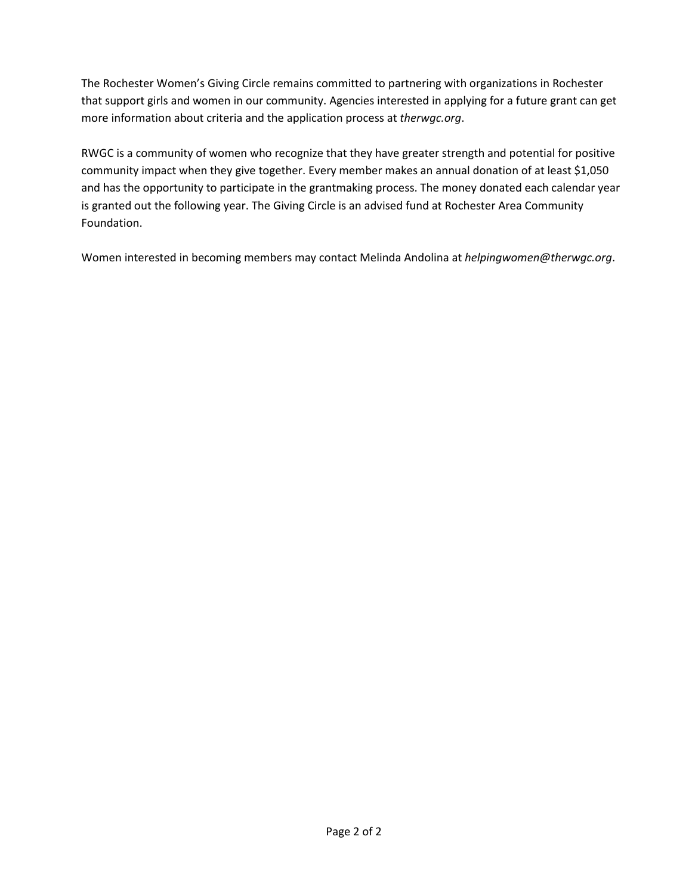The Rochester Women's Giving Circle remains committed to partnering with organizations in Rochester that support girls and women in our community. Agencies interested in applying for a future grant can get more information about criteria and the application process at *therwgc.org*.

RWGC is a community of women who recognize that they have greater strength and potential for positive community impact when they give together. Every member makes an annual donation of at least $1,050 and has the opportunity to participate in the grantmaking process. The money donated each calendar year is granted out the following year. The Giving Circle is an advised fund at Rochester Area Community Foundation.

Women interested in becoming members may contact Melinda Andolina at *helpingwomen@therwgc.org*.